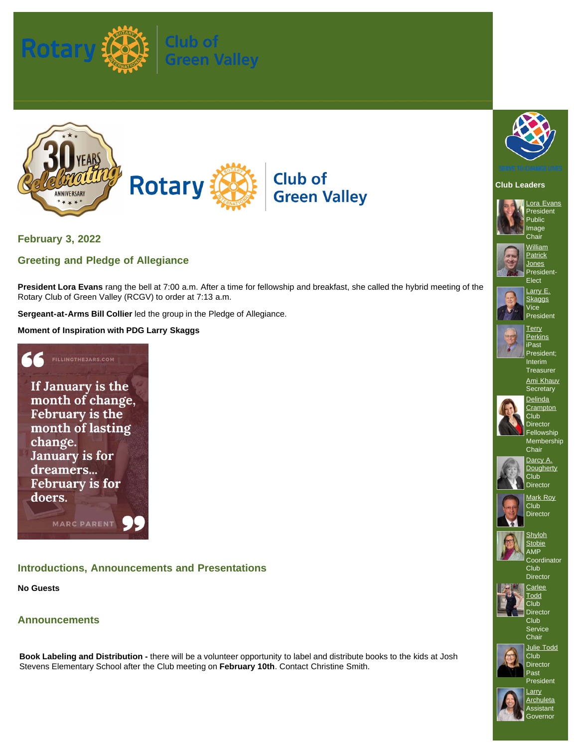Rotary Club of Green Valley

Rotary Club of Green Valley

## February 3, 2022

## Greeting and Pledge of Allegiance

**President Lora Evans** rang the bell at 7:00 a.m. After a time for fellowship and breakfast, she called the hybrid meeting of the Rotary Club of Green Valley (RCGV) to order at 7:13 a.m.

**Sergeant-at-Arms Bill Collier** led the group in the Pledge of Allegiance.

**Moment of Inspiration with PDG Larry Skaggs**

FILLINGTHEJARS.COM

If January is the month of change, February is the month of lasting change. January is for dreamers... February is for doers.

MARC PARENT

## Introductions, Announcements and Presentations

**No Guests**

## Announcements

**Book Labeling and Distribution -** there will be a volunteer opportunity to label and distribute books to the kids at Josh Stevens Elementary School after the Club meeting on **February 10th**. Contact Christine Smith.

SERVE TO CHANGE LIVES

### Club Leaders

- Lora Evans, President, Public Image Chair
- William Patrick Jones, President-Elect
- Larry E. Skaggs, Vice President
- Terry Perkins, iPast President; Interim Treasurer
- Ami Khauv, Secretary
- Delinda Crampton, Club Director, Fellowship, Membership Chair
- Darcy A. Dougherty, Club Director
- Mark Roy, Club Director
- Shyloh Stobie, AMP Coordinator, Club Director
- Carlee Todd, Club Director, Club Service Chair
- Julie Todd, Club Director, Past President
- Larry Archuleta, Assistant Governor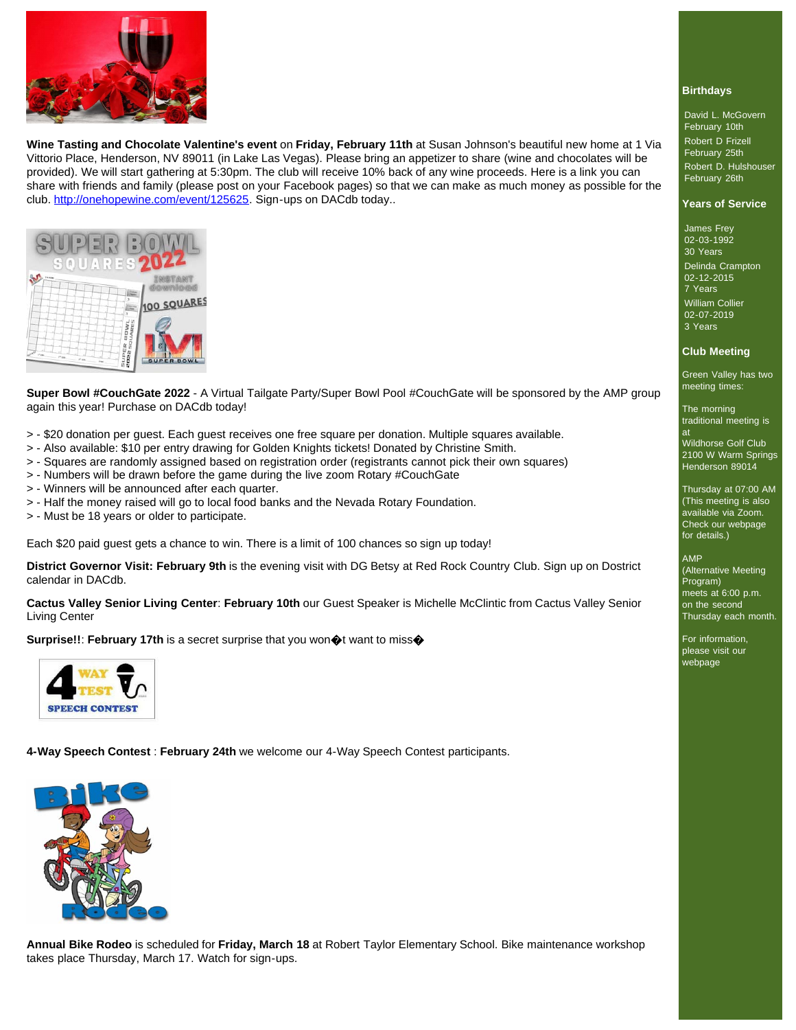**Wine Tasting and Chocolate Valentine's event** on **Friday, February 11th** at Susan Johnson's beautiful new home at 1 Via Vittorio Place, Henderson, NV 89011 (in Lake Las Vegas). Please bring an appetizer to share (wine and chocolates will be provided). We will start gathering at 5:30pm. The club will receive 10% back of any wine proceeds. Here is a link you can share with friends and family (please post on your Facebook pages) so that we can make as much money as possible for the club. http://onehopewine.com/event/125625. Sign-ups on DACdb today..

**Super Bowl #CouchGate 2022** - A Virtual Tailgate Party/Super Bowl Pool #CouchGate will be sponsored by the AMP group again this year! Purchase on DACdb today!

> - $20 donation per guest. Each guest receives one free square per donation. Multiple squares available.
> - Also available: $10 per entry drawing for Golden Knights tickets! Donated by Christine Smith.
> - Squares are randomly assigned based on registration order (registrants cannot pick their own squares)
> - Numbers will be drawn before the game during the live zoom Rotary #CouchGate
> - Winners will be announced after each quarter.
> - Half the money raised will go to local food banks and the Nevada Rotary Foundation.
> - Must be 18 years or older to participate.

Each $20 paid guest gets a chance to win. There is a limit of 100 chances so sign up today!

**District Governor Visit: February 9th** is the evening visit with DG Betsy at Red Rock Country Club. Sign up on Dostrict calendar in DACdb.

**Cactus Valley Senior Living Center**: **February 10th** our Guest Speaker is Michelle McClintic from Cactus Valley Senior Living Center

**Surprise!!**: **February 17th** is a secret surprise that you won�t want to miss�

**4-Way Speech Contest** : **February 24th** we welcome our 4-Way Speech Contest participants.

**Annual Bike Rodeo** is scheduled for **Friday, March 18** at Robert Taylor Elementary School. Bike maintenance workshop takes place Thursday, March 17. Watch for sign-ups.

### Birthdays

David L. McGovern
February 10th

Robert D Frizell
February 25th

Robert D. Hulshouser
February 26th

### Years of Service

James Frey
02-03-1992
30 Years

Delinda Crampton
02-12-2015
7 Years

William Collier
02-07-2019
3 Years

### Club Meeting

Green Valley has two meeting times:

The morning traditional meeting is at
Wildhorse Golf Club
2100 W Warm Springs
Henderson 89014

Thursday at 07:00 AM
(This meeting is also available via Zoom. Check our webpage for details.)

AMP
(Alternative Meeting Program)
meets at 6:00 p.m. on the second Thursday each month.

For information, please visit our webpage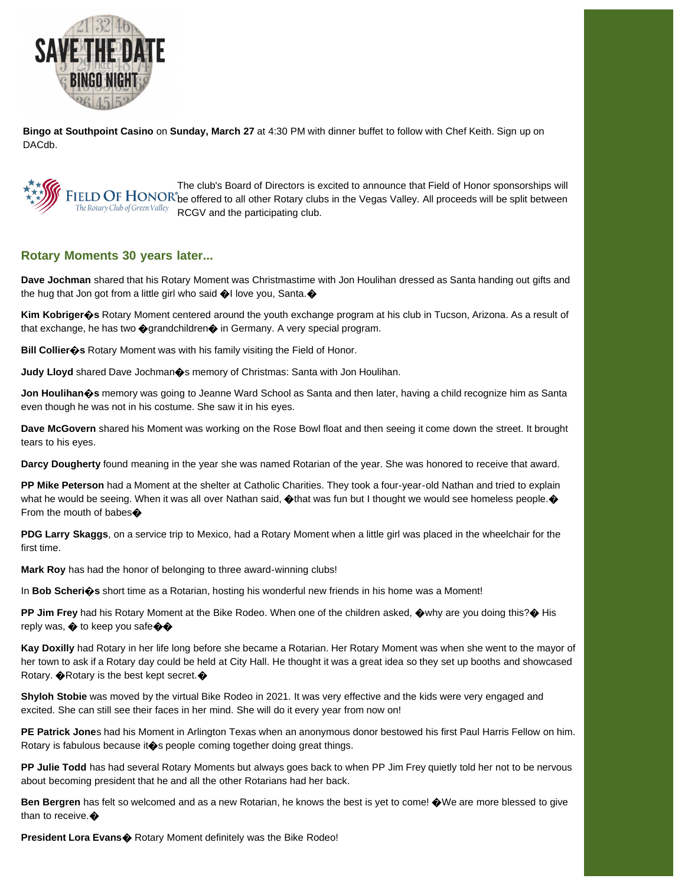SAVE THE DATE
BINGO NIGHT

**Bingo at Southpoint Casino** on **Sunday, March 27** at 4:30 PM with dinner buffet to follow with Chef Keith. Sign up on DACdb.

FIELD OF HONOR®
The Rotary Club of Green Valley

The club's Board of Directors is excited to announce that Field of Honor sponsorships will be offered to all other Rotary clubs in the Vegas Valley. All proceeds will be split between RCGV and the participating club.

## Rotary Moments 30 years later...

**Dave Jochman** shared that his Rotary Moment was Christmastime with Jon Houlihan dressed as Santa handing out gifts and the hug that Jon got from a little girl who said �I love you, Santa.�

**Kim Kobriger�s** Rotary Moment centered around the youth exchange program at his club in Tucson, Arizona. As a result of that exchange, he has two �grandchildren� in Germany. A very special program.

**Bill Collier�s** Rotary Moment was with his family visiting the Field of Honor.

**Judy Lloyd** shared Dave Jochman�s memory of Christmas: Santa with Jon Houlihan.

**Jon Houlihan�s** memory was going to Jeanne Ward School as Santa and then later, having a child recognize him as Santa even though he was not in his costume. She saw it in his eyes.

**Dave McGovern** shared his Moment was working on the Rose Bowl float and then seeing it come down the street. It brought tears to his eyes.

**Darcy Dougherty** found meaning in the year she was named Rotarian of the year. She was honored to receive that award.

**PP Mike Peterson** had a Moment at the shelter at Catholic Charities. They took a four-year-old Nathan and tried to explain what he would be seeing. When it was all over Nathan said, �that was fun but I thought we would see homeless people.� From the mouth of babes�

**PDG Larry Skaggs**, on a service trip to Mexico, had a Rotary Moment when a little girl was placed in the wheelchair for the first time.

**Mark Roy** has had the honor of belonging to three award-winning clubs!

In **Bob Scheri�s** short time as a Rotarian, hosting his wonderful new friends in his home was a Moment!

**PP Jim Frey** had his Rotary Moment at the Bike Rodeo. When one of the children asked, �why are you doing this?� His reply was, � to keep you safe��

**Kay Doxilly** had Rotary in her life long before she became a Rotarian. Her Rotary Moment was when she went to the mayor of her town to ask if a Rotary day could be held at City Hall. He thought it was a great idea so they set up booths and showcased Rotary. �Rotary is the best kept secret.�

**Shyloh Stobie** was moved by the virtual Bike Rodeo in 2021. It was very effective and the kids were very engaged and excited. She can still see their faces in her mind. She will do it every year from now on!

**PE Patrick Jone**s had his Moment in Arlington Texas when an anonymous donor bestowed his first Paul Harris Fellow on him. Rotary is fabulous because it�s people coming together doing great things.

**PP Julie Todd** has had several Rotary Moments but always goes back to when PP Jim Frey quietly told her not to be nervous about becoming president that he and all the other Rotarians had her back.

**Ben Bergren** has felt so welcomed and as a new Rotarian, he knows the best is yet to come! �We are more blessed to give than to receive.�

**President Lora Evans�** Rotary Moment definitely was the Bike Rodeo!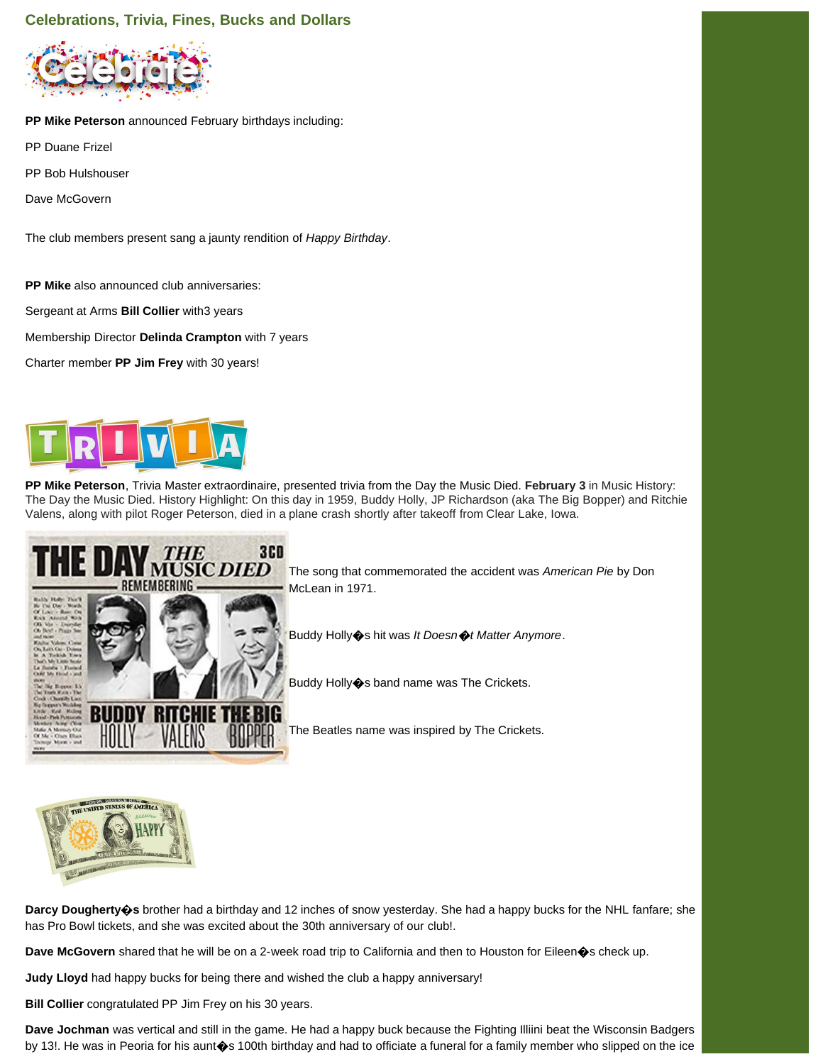## Celebrations, Trivia, Fines, Bucks and Dollars

**PP Mike Peterson** announced February birthdays including:

PP Duane Frizel

PP Bob Hulshouser

Dave McGovern

The club members present sang a jaunty rendition of *Happy Birthday*.

**PP Mike** also announced club anniversaries:

Sergeant at Arms **Bill Collier** with3 years

Membership Director **Delinda Crampton** with 7 years

Charter member **PP Jim Frey** with 30 years!

**PP Mike Peterson**, Trivia Master extraordinaire, presented trivia from the Day the Music Died. **February 3** in Music History: The Day the Music Died. History Highlight: On this day in 1959, Buddy Holly, JP Richardson (aka The Big Bopper) and Ritchie Valens, along with pilot Roger Peterson, died in a plane crash shortly after takeoff from Clear Lake, Iowa.

The song that commemorated the accident was *American Pie* by Don McLean in 1971.

Buddy Holly�s hit was *It Doesn�t Matter Anymore*.

Buddy Holly�s band name was The Crickets.

The Beatles name was inspired by The Crickets.

**Darcy Dougherty�s** brother had a birthday and 12 inches of snow yesterday. She had a happy bucks for the NHL fanfare; she has Pro Bowl tickets, and she was excited about the 30th anniversary of our club!.

**Dave McGovern** shared that he will be on a 2-week road trip to California and then to Houston for Eileen�s check up.

**Judy Lloyd** had happy bucks for being there and wished the club a happy anniversary!

**Bill Collier** congratulated PP Jim Frey on his 30 years.

**Dave Jochman** was vertical and still in the game. He had a happy buck because the Fighting Illiini beat the Wisconsin Badgers by 13!. He was in Peoria for his aunt�s 100th birthday and had to officiate a funeral for a family member who slipped on the ice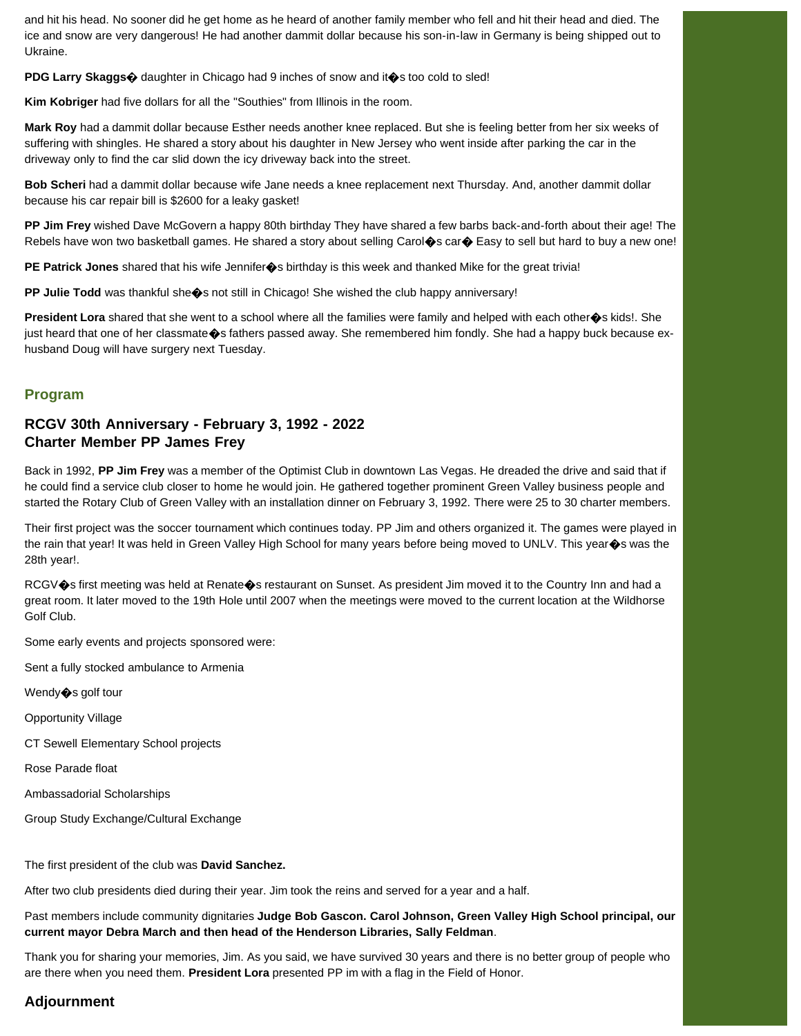and hit his head. No sooner did he get home as he heard of another family member who fell and hit their head and died. The ice and snow are very dangerous! He had another dammit dollar because his son-in-law in Germany is being shipped out to Ukraine.

**PDG Larry Skaggs�** daughter in Chicago had 9 inches of snow and it�s too cold to sled!

**Kim Kobriger** had five dollars for all the "Southies" from Illinois in the room.

**Mark Roy** had a dammit dollar because Esther needs another knee replaced. But she is feeling better from her six weeks of suffering with shingles. He shared a story about his daughter in New Jersey who went inside after parking the car in the driveway only to find the car slid down the icy driveway back into the street.

**Bob Scheri** had a dammit dollar because wife Jane needs a knee replacement next Thursday. And, another dammit dollar because his car repair bill is $2600 for a leaky gasket!

**PP Jim Frey** wished Dave McGovern a happy 80th birthday They have shared a few barbs back-and-forth about their age! The Rebels have won two basketball games. He shared a story about selling Carol�s car� Easy to sell but hard to buy a new one!

**PE Patrick Jones** shared that his wife Jennifer�s birthday is this week and thanked Mike for the great trivia!

**PP Julie Todd** was thankful she�s not still in Chicago! She wished the club happy anniversary!

**President Lora** shared that she went to a school where all the families were family and helped with each other�s kids!. She just heard that one of her classmate�s fathers passed away. She remembered him fondly. She had a happy buck because ex-husband Doug will have surgery next Tuesday.

## Program

### RCGV 30th Anniversary - February 3, 1992 - 2022
### Charter Member PP James Frey

Back in 1992, **PP Jim Frey** was a member of the Optimist Club in downtown Las Vegas. He dreaded the drive and said that if he could find a service club closer to home he would join. He gathered together prominent Green Valley business people and started the Rotary Club of Green Valley with an installation dinner on February 3, 1992. There were 25 to 30 charter members.

Their first project was the soccer tournament which continues today. PP Jim and others organized it. The games were played in the rain that year! It was held in Green Valley High School for many years before being moved to UNLV. This year�s was the 28th year!.

RCGV�s first meeting was held at Renate�s restaurant on Sunset. As president Jim moved it to the Country Inn and had a great room. It later moved to the 19th Hole until 2007 when the meetings were moved to the current location at the Wildhorse Golf Club.

Some early events and projects sponsored were:

Sent a fully stocked ambulance to Armenia

Wendy�s golf tour

Opportunity Village

CT Sewell Elementary School projects

Rose Parade float

Ambassadorial Scholarships

Group Study Exchange/Cultural Exchange

The first president of the club was **David Sanchez.**

After two club presidents died during their year. Jim took the reins and served for a year and a half.

Past members include community dignitaries **Judge Bob Gascon. Carol Johnson, Green Valley High School principal, our current mayor Debra March and then head of the Henderson Libraries, Sally Feldman**.

Thank you for sharing your memories, Jim. As you said, we have survived 30 years and there is no better group of people who are there when you need them. **President Lora** presented PP im with a flag in the Field of Honor.

## Adjournment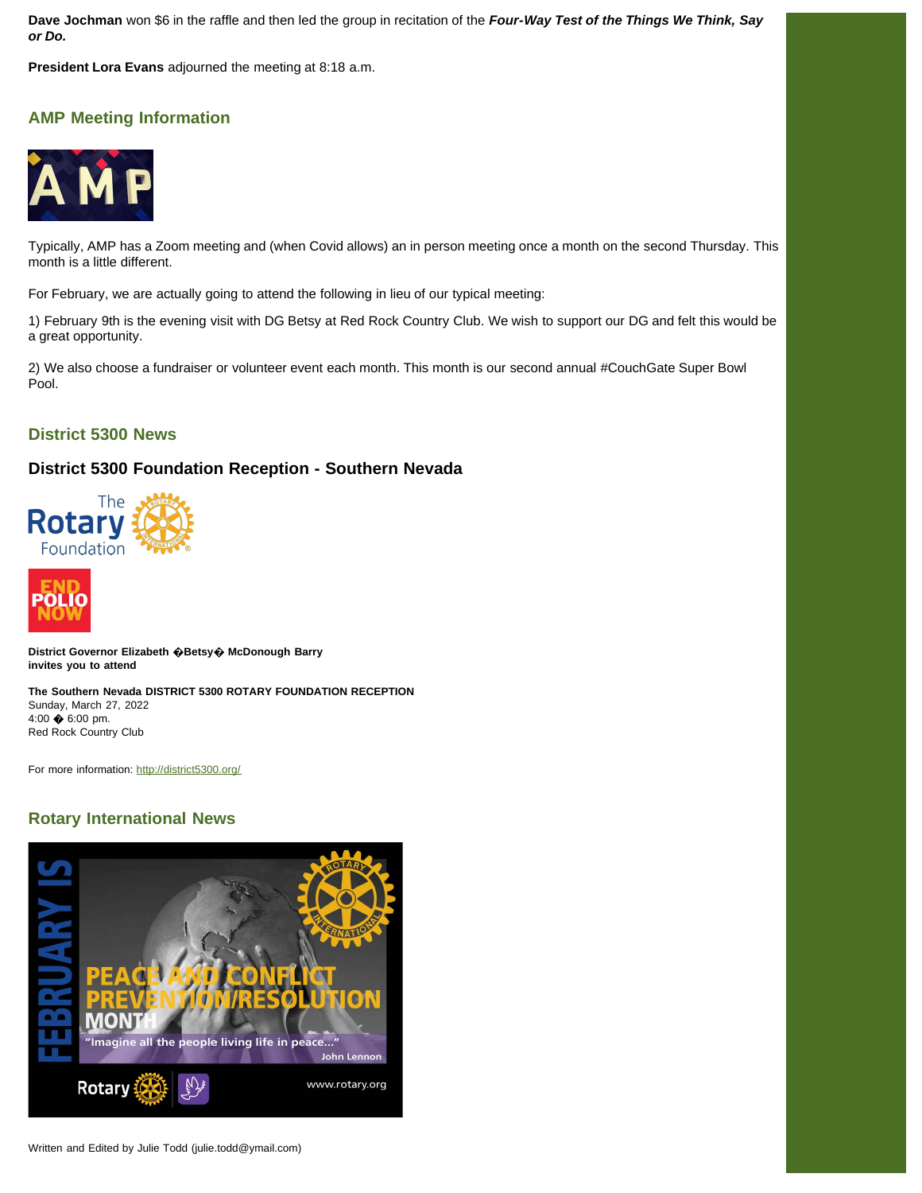**Dave Jochman** won $6 in the raffle and then led the group in recitation of the ***Four-Way Test of the Things We Think, Say or Do.***

**President Lora Evans** adjourned the meeting at 8:18 a.m.

## AMP Meeting Information

Typically, AMP has a Zoom meeting and (when Covid allows) an in person meeting once a month on the second Thursday. This month is a little different.

For February, we are actually going to attend the following in lieu of our typical meeting:

1) February 9th is the evening visit with DG Betsy at Red Rock Country Club. We wish to support our DG and felt this would be a great opportunity.

2) We also choose a fundraiser or volunteer event each month. This month is our second annual #CouchGate Super Bowl Pool.

## District 5300 News

### District 5300 Foundation Reception - Southern Nevada

**District Governor Elizabeth �Betsy� McDonough Barry invites you to attend**

**The Southern Nevada DISTRICT 5300 ROTARY FOUNDATION RECEPTION**
Sunday, March 27, 2022
4:00 � 6:00 pm.
Red Rock Country Club

For more information: http://district5300.org/

## Rotary International News

Written and Edited by Julie Todd (julie.todd@ymail.com)